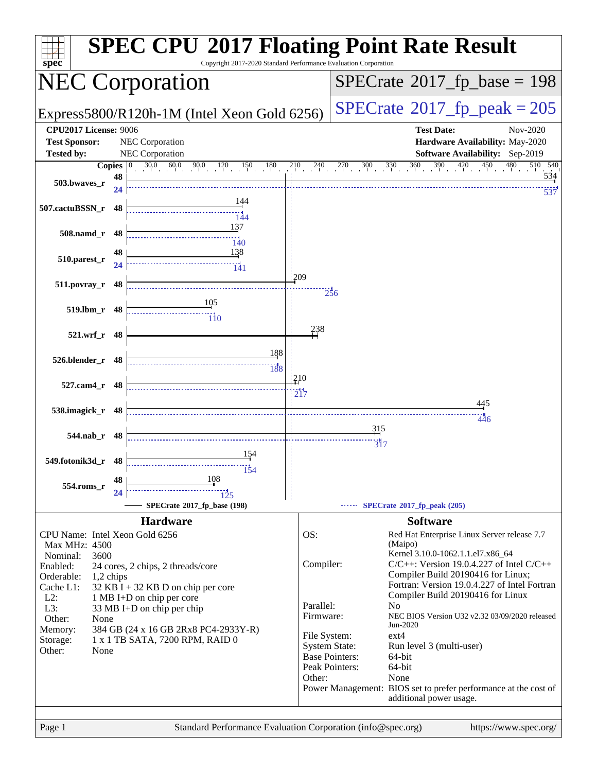# SPEC CPU 2017 Floating Point Rate Result

Copyright 2017-2020 Standard Performance Evaluation Corporation

## NEC Corporation

Express5800/R120h-1M (Intel Xeon Gold 6256)

SPECrate 2017_fp_base = 198

SPECrate 2017_fp_peak = 205

**CPU2017 License:** 9006
**Test Sponsor:** NEC Corporation
**Tested by:** NEC Corporation

**Test Date:** Nov-2020
**Hardware Availability:** May-2020
**Software Availability:** Sep-2019

| Benchmark | Copies | Base | Peak Copies | Peak |
|---|---|---|---|---|
| 503.bwaves_r | 48 | 534 | 24 | 537 |
| 507.cactuBSSN_r | 48 | 144 | 48 | 144 |
| 508.namd_r | 48 | 137 | 48 | 140 |
| 510.parest_r | 48 | 138 | 24 | 141 |
| 511.povray_r | 48 | 209 | 48 | 256 |
| 519.lbm_r | 48 | 105 | 48 | 110 |
| 521.wrf_r | 48 | 238 | 48 | 238 |
| 526.blender_r | 48 | 188 | 48 | 188 |
| 527.cam4_r | 48 | 210 | 48 | 217 |
| 538.imagick_r | 48 | 445 | 48 | 446 |
| 544.nab_r | 48 | 315 | 48 | 317 |
| 549.fotonik3d_r | 48 | 154 | 48 | 154 |
| 554.roms_r | 48 | 108 | 24 | 125 |

SPECrate 2017_fp_base (198) — SPECrate 2017_fp_peak (205)

## Hardware

| | |
|---|---|
| CPU Name: | Intel Xeon Gold 6256 |
| Max MHz: | 4500 |
| Nominal: | 3600 |
| Enabled: | 24 cores, 2 chips, 2 threads/core |
| Orderable: | 1,2 chips |
| Cache L1: | 32 KB I + 32 KB D on chip per core |
| L2: | 1 MB I+D on chip per core |
| L3: | 33 MB I+D on chip per chip |
| Other: | None |
| Memory: | 384 GB (24 x 16 GB 2Rx8 PC4-2933Y-R) |
| Storage: | 1 x 1 TB SATA, 7200 RPM, RAID 0 |
| Other: | None |

## Software

| | |
|---|---|
| OS: | Red Hat Enterprise Linux Server release 7.7 (Maipo) Kernel 3.10.0-1062.1.1.el7.x86_64 |
| Compiler: | C/C++: Version 19.0.4.227 of Intel C/C++ Compiler Build 20190416 for Linux; Fortran: Version 19.0.4.227 of Intel Fortran Compiler Build 20190416 for Linux |
| Parallel: | No |
| Firmware: | NEC BIOS Version U32 v2.32 03/09/2020 released Jun-2020 |
| File System: | ext4 |
| System State: | Run level 3 (multi-user) |
| Base Pointers: | 64-bit |
| Peak Pointers: | 64-bit |
| Other: | None |
| Power Management: | BIOS set to prefer performance at the cost of additional power usage. |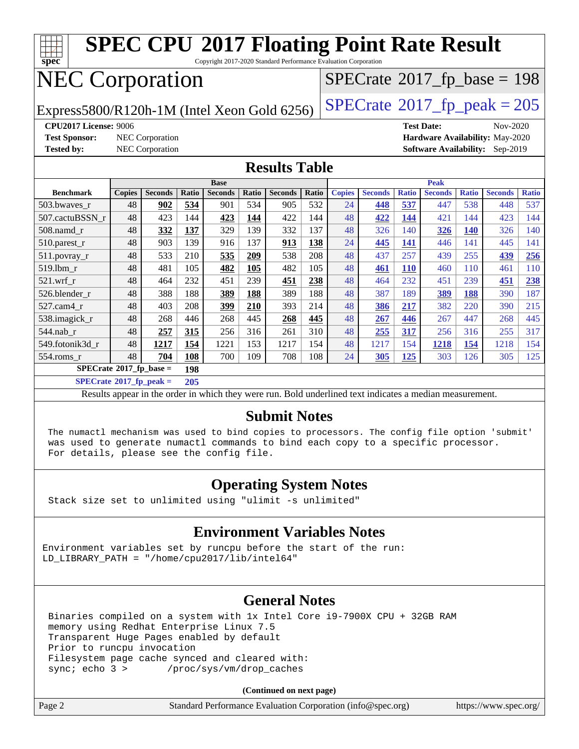# SPEC CPU 2017 Floating Point Rate Result

Copyright 2017-2020 Standard Performance Evaluation Corporation

# NEC Corporation

Express5800/R120h-1M (Intel Xeon Gold 6256)

SPECrate 2017_fp_base = 198

SPECrate 2017_fp_peak = 205

**CPU2017 License:** 9006
**Test Sponsor:** NEC Corporation
**Tested by:** NEC Corporation

**Test Date:** Nov-2020
**Hardware Availability:** May-2020
**Software Availability:** Sep-2019

## Results Table

| Benchmark | Base | | | | | | | Peak | | | | | | |
|---|---|---|---|---|---|---|---|---|---|---|---|---|---|---|
| | Copies | Seconds | Ratio | Seconds | Ratio | Seconds | Ratio | Copies | Seconds | Ratio | Seconds | Ratio | Seconds | Ratio |
| 503.bwaves_r | 48 | **902** | **534** | 901 | 534 | 905 | 532 | 24 | **448** | **537** | 447 | 538 | 448 | 537 |
| 507.cactuBSSN_r | 48 | 423 | 144 | **423** | **144** | 422 | 144 | 48 | **422** | **144** | 421 | 144 | 423 | 144 |
| 508.namd_r | 48 | **332** | **137** | 329 | 139 | 332 | 137 | 48 | 326 | 140 | **326** | **140** | 326 | 140 |
| 510.parest_r | 48 | 903 | 139 | 916 | 137 | **913** | **138** | 24 | **445** | **141** | 446 | 141 | 445 | 141 |
| 511.povray_r | 48 | 533 | 210 | **535** | **209** | 538 | 208 | 48 | 437 | 257 | 439 | 255 | **439** | **256** |
| 519.lbm_r | 48 | 481 | 105 | **482** | **105** | 482 | 105 | 48 | **461** | **110** | 460 | 110 | 461 | 110 |
| 521.wrf_r | 48 | 464 | 232 | 451 | 239 | **451** | **238** | 48 | 464 | 232 | 451 | 239 | **451** | **238** |
| 526.blender_r | 48 | 388 | 188 | **389** | **188** | 389 | 188 | 48 | 387 | 189 | **389** | **188** | 390 | 187 |
| 527.cam4_r | 48 | 403 | 208 | **399** | **210** | 393 | 214 | 48 | **386** | **217** | 382 | 220 | 390 | 215 |
| 538.imagick_r | 48 | 268 | 446 | 268 | 445 | **268** | **445** | 48 | **267** | **446** | 267 | 447 | 268 | 445 |
| 544.nab_r | 48 | **257** | **315** | 256 | 316 | 261 | 310 | 48 | **255** | **317** | 256 | 316 | 255 | 317 |
| 549.fotonik3d_r | 48 | **1217** | **154** | 1221 | 153 | 1217 | 154 | 48 | 1217 | 154 | **1218** | **154** | 1218 | 154 |
| 554.roms_r | 48 | **704** | **108** | 700 | 109 | 708 | 108 | 24 | **305** | **125** | 303 | 126 | 305 | 125 |

**SPECrate 2017_fp_base = 198**

**SPECrate 2017_fp_peak = 205**

Results appear in the order in which they were run. Bold underlined text indicates a median measurement.

## Submit Notes

```
The numactl mechanism was used to bind copies to processors. The config file option 'submit'
was used to generate numactl commands to bind each copy to a specific processor.
For details, please see the config file.
```

## Operating System Notes

```
Stack size set to unlimited using "ulimit -s unlimited"
```

## Environment Variables Notes

```
Environment variables set by runcpu before the start of the run:
LD_LIBRARY_PATH = "/home/cpu2017/lib/intel64"
```

## General Notes

```
Binaries compiled on a system with 1x Intel Core i9-7900X CPU + 32GB RAM
memory using Redhat Enterprise Linux 7.5
Transparent Huge Pages enabled by default
Prior to runcpu invocation
Filesystem page cache synced and cleared with:
sync; echo 3 >       /proc/sys/vm/drop_caches
```

**(Continued on next page)**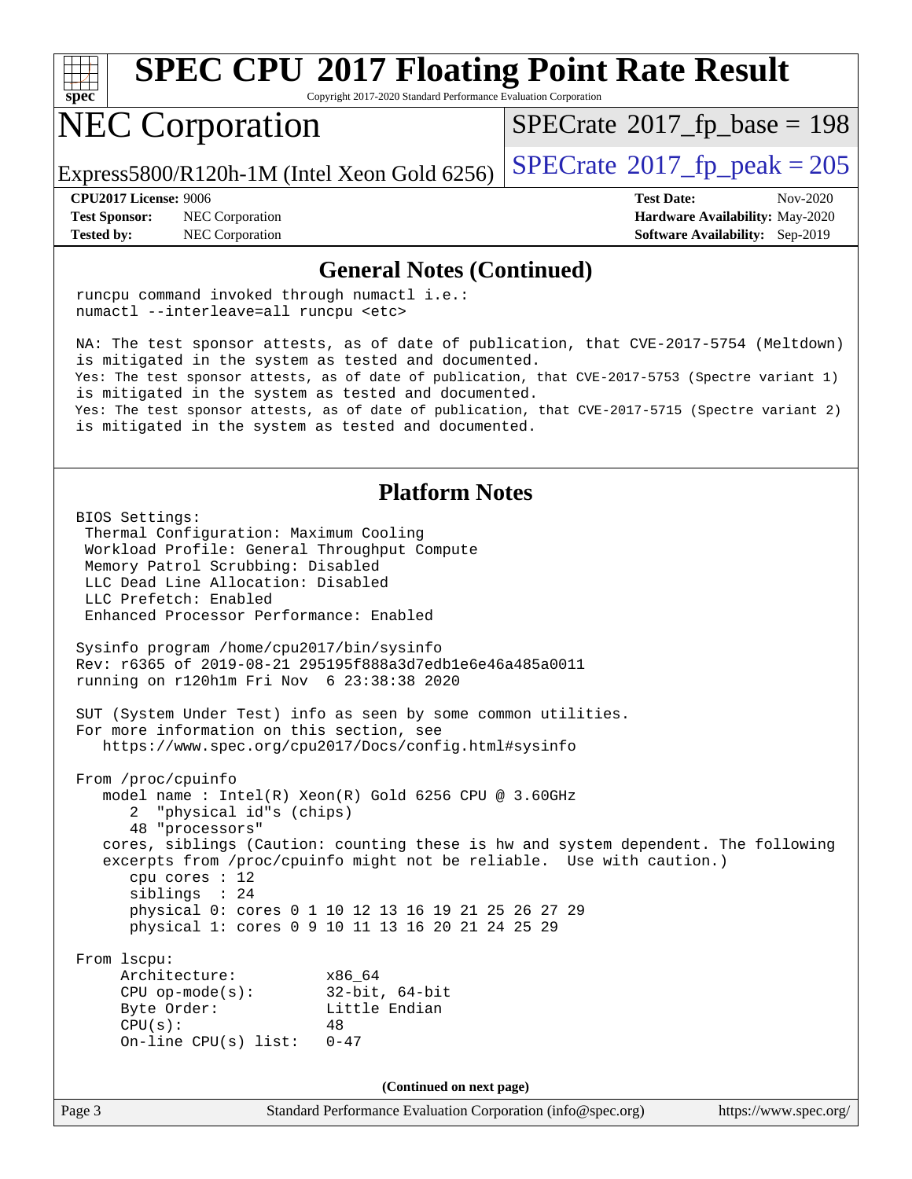## General Notes (Continued)

```
runcpu command invoked through numactl i.e.:
numactl --interleave=all runcpu <etc>

NA: The test sponsor attests, as of date of publication, that CVE-2017-5754 (Meltdown)
is mitigated in the system as tested and documented.
Yes: The test sponsor attests, as of date of publication, that CVE-2017-5753 (Spectre variant 1)
is mitigated in the system as tested and documented.
Yes: The test sponsor attests, as of date of publication, that CVE-2017-5715 (Spectre variant 2)
is mitigated in the system as tested and documented.
```

## Platform Notes

```
BIOS Settings:
 Thermal Configuration: Maximum Cooling
 Workload Profile: General Throughput Compute
 Memory Patrol Scrubbing: Disabled
 LLC Dead Line Allocation: Disabled
 LLC Prefetch: Enabled
 Enhanced Processor Performance: Enabled

Sysinfo program /home/cpu2017/bin/sysinfo
Rev: r6365 of 2019-08-21 295195f888a3d7edb1e6e46a485a0011
running on r120h1m Fri Nov  6 23:38:38 2020

SUT (System Under Test) info as seen by some common utilities.
For more information on this section, see
   https://www.spec.org/cpu2017/Docs/config.html#sysinfo

From /proc/cpuinfo
   model name : Intel(R) Xeon(R) Gold 6256 CPU @ 3.60GHz
      2  "physical id"s (chips)
      48 "processors"
   cores, siblings (Caution: counting these is hw and system dependent. The following
   excerpts from /proc/cpuinfo might not be reliable.  Use with caution.)
      cpu cores : 12
      siblings  : 24
      physical 0: cores 0 1 10 12 13 16 19 21 25 26 27 29
      physical 1: cores 0 9 10 11 13 16 20 21 24 25 29

From lscpu:
     Architecture:          x86_64
     CPU op-mode(s):        32-bit, 64-bit
     Byte Order:            Little Endian
     CPU(s):                48
     On-line CPU(s) list:   0-47
```

(Continued on next page)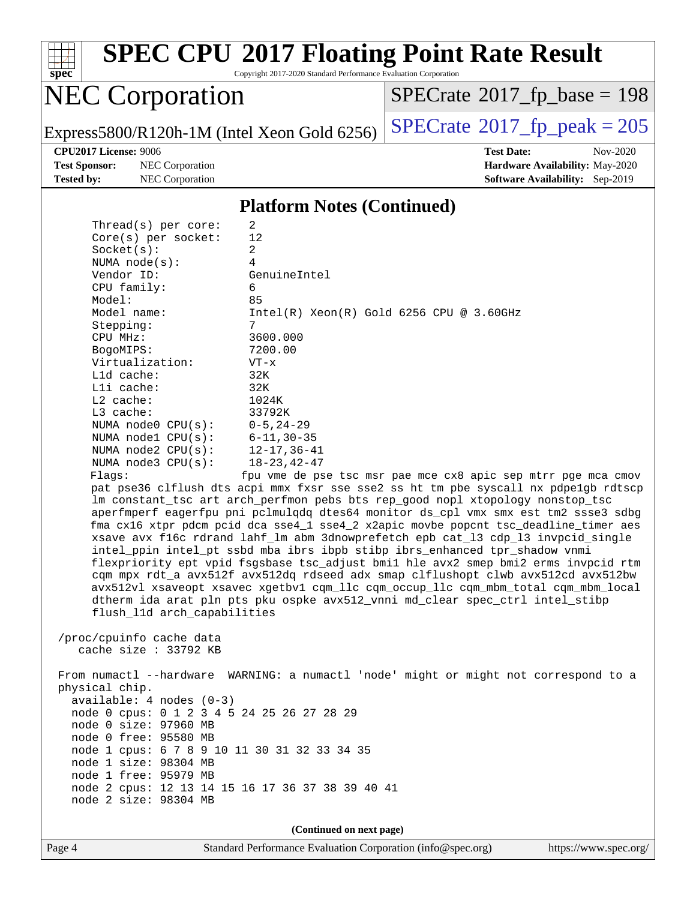# SPEC CPU 2017 Floating Point Rate Result

Copyright 2017-2020 Standard Performance Evaluation Corporation

## NEC Corporation

Express5800/R120h-1M (Intel Xeon Gold 6256)

SPECrate 2017_fp_base = 198

SPECrate 2017_fp_peak = 205

**CPU2017 License:** 9006
**Test Sponsor:** NEC Corporation
**Tested by:** NEC Corporation

**Test Date:** Nov-2020
**Hardware Availability:** May-2020
**Software Availability:** Sep-2019

### Platform Notes (Continued)

```
     Thread(s) per core:    2
     Core(s) per socket:    12
     Socket(s):             2
     NUMA node(s):          4
     Vendor ID:             GenuineIntel
     CPU family:            6
     Model:                 85
     Model name:            Intel(R) Xeon(R) Gold 6256 CPU @ 3.60GHz
     Stepping:              7
     CPU MHz:               3600.000
     BogoMIPS:              7200.00
     Virtualization:        VT-x
     L1d cache:             32K
     L1i cache:             32K
     L2 cache:              1024K
     L3 cache:              33792K
     NUMA node0 CPU(s):     0-5,24-29
     NUMA node1 CPU(s):     6-11,30-35
     NUMA node2 CPU(s):     12-17,36-41
     NUMA node3 CPU(s):     18-23,42-47
     Flags:                 fpu vme de pse tsc msr pae mce cx8 apic sep mtrr pge mca cmov
     pat pse36 clflush dts acpi mmx fxsr sse sse2 ss ht tm pbe syscall nx pdpe1gb rdtscp
     lm constant_tsc art arch_perfmon pebs bts rep_good nopl xtopology nonstop_tsc
     aperfmperf eagerfpu pni pclmulqdq dtes64 monitor ds_cpl vmx smx est tm2 ssse3 sdbg
     fma cx16 xtpr pdcm pcid dca sse4_1 sse4_2 x2apic movbe popcnt tsc_deadline_timer aes
     xsave avx f16c rdrand lahf_lm abm 3dnowprefetch epb cat_l3 cdp_l3 invpcid_single
     intel_ppin intel_pt ssbd mba ibrs ibpb stibp ibrs_enhanced tpr_shadow vnmi
     flexpriority ept vpid fsgsbase tsc_adjust bmi1 hle avx2 smep bmi2 erms invpcid rtm
     cqm mpx rdt_a avx512f avx512dq rdseed adx smap clflushopt clwb avx512cd avx512bw
     avx512vl xsaveopt xsavec xgetbv1 cqm_llc cqm_occup_llc cqm_mbm_total cqm_mbm_local
     dtherm ida arat pln pts pku ospke avx512_vnni md_clear spec_ctrl intel_stibp
     flush_l1d arch_capabilities

 /proc/cpuinfo cache data
    cache size : 33792 KB

 From numactl --hardware  WARNING: a numactl 'node' might or might not correspond to a
 physical chip.
   available: 4 nodes (0-3)
   node 0 cpus: 0 1 2 3 4 5 24 25 26 27 28 29
   node 0 size: 97960 MB
   node 0 free: 95580 MB
   node 1 cpus: 6 7 8 9 10 11 30 31 32 33 34 35
   node 1 size: 98304 MB
   node 1 free: 95979 MB
   node 2 cpus: 12 13 14 15 16 17 36 37 38 39 40 41
   node 2 size: 98304 MB
```

**(Continued on next page)**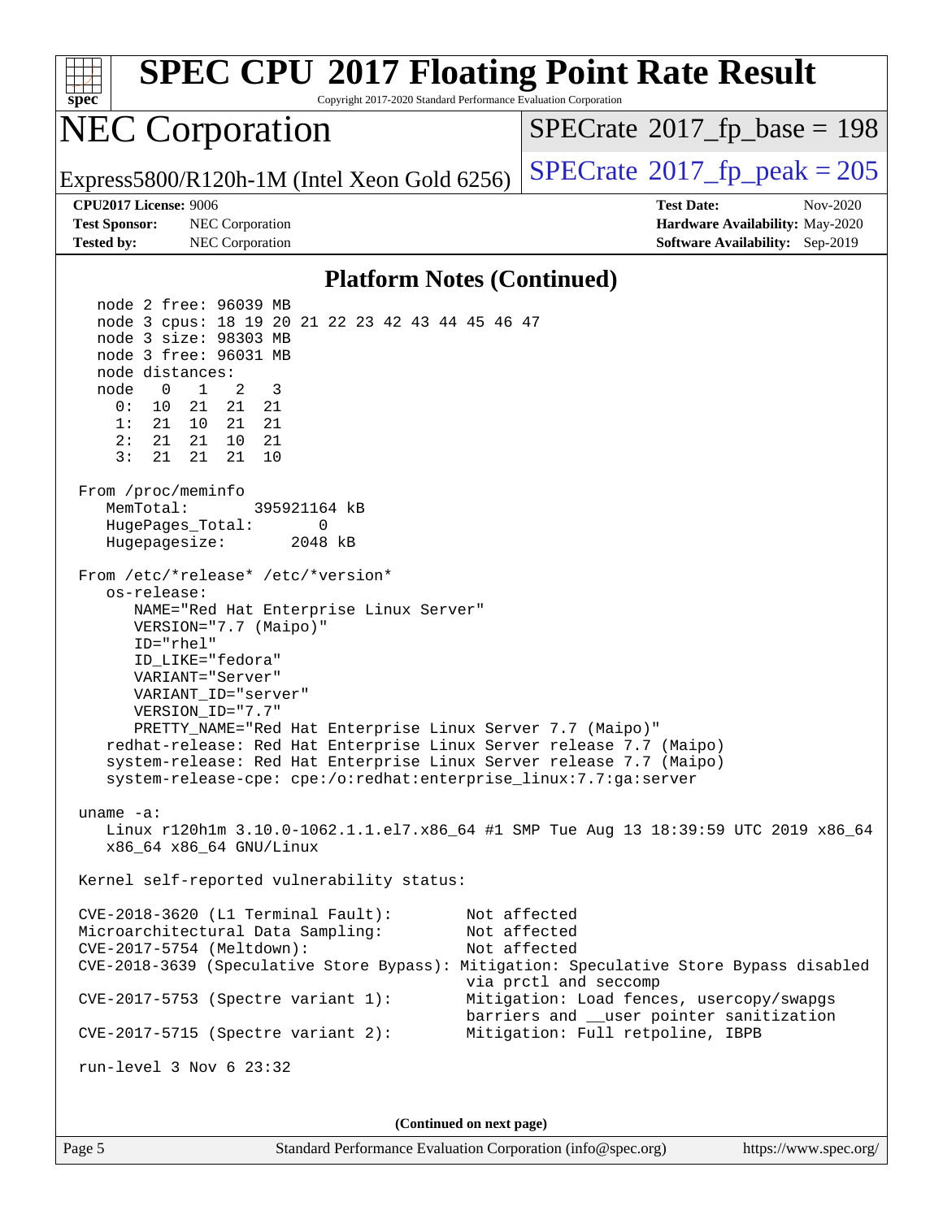## Platform Notes (Continued)

```
   node 2 free: 96039 MB
   node 3 cpus: 18 19 20 21 22 23 42 43 44 45 46 47
   node 3 size: 98303 MB
   node 3 free: 96031 MB
   node distances:
   node   0   1   2   3
     0:  10  21  21  21
     1:  21  10  21  21
     2:  21  21  10  21
     3:  21  21  21  10

 From /proc/meminfo
    MemTotal:       395921164 kB
    HugePages_Total:       0
    Hugepagesize:       2048 kB

 From /etc/*release* /etc/*version*
    os-release:
       NAME="Red Hat Enterprise Linux Server"
       VERSION="7.7 (Maipo)"
       ID="rhel"
       ID_LIKE="fedora"
       VARIANT="Server"
       VARIANT_ID="server"
       VERSION_ID="7.7"
       PRETTY_NAME="Red Hat Enterprise Linux Server 7.7 (Maipo)"
    redhat-release: Red Hat Enterprise Linux Server release 7.7 (Maipo)
    system-release: Red Hat Enterprise Linux Server release 7.7 (Maipo)
    system-release-cpe: cpe:/o:redhat:enterprise_linux:7.7:ga:server

 uname -a:
    Linux r120h1m 3.10.0-1062.1.1.el7.x86_64 #1 SMP Tue Aug 13 18:39:59 UTC 2019 x86_64
    x86_64 x86_64 GNU/Linux

 Kernel self-reported vulnerability status:

 CVE-2018-3620 (L1 Terminal Fault):        Not affected
 Microarchitectural Data Sampling:         Not affected
 CVE-2017-5754 (Meltdown):                 Not affected
 CVE-2018-3639 (Speculative Store Bypass): Mitigation: Speculative Store Bypass disabled
                                           via prctl and seccomp
 CVE-2017-5753 (Spectre variant 1):        Mitigation: Load fences, usercopy/swapgs
                                           barriers and __user pointer sanitization
 CVE-2017-5715 (Spectre variant 2):        Mitigation: Full retpoline, IBPB

 run-level 3 Nov 6 23:32
```

**(Continued on next page)**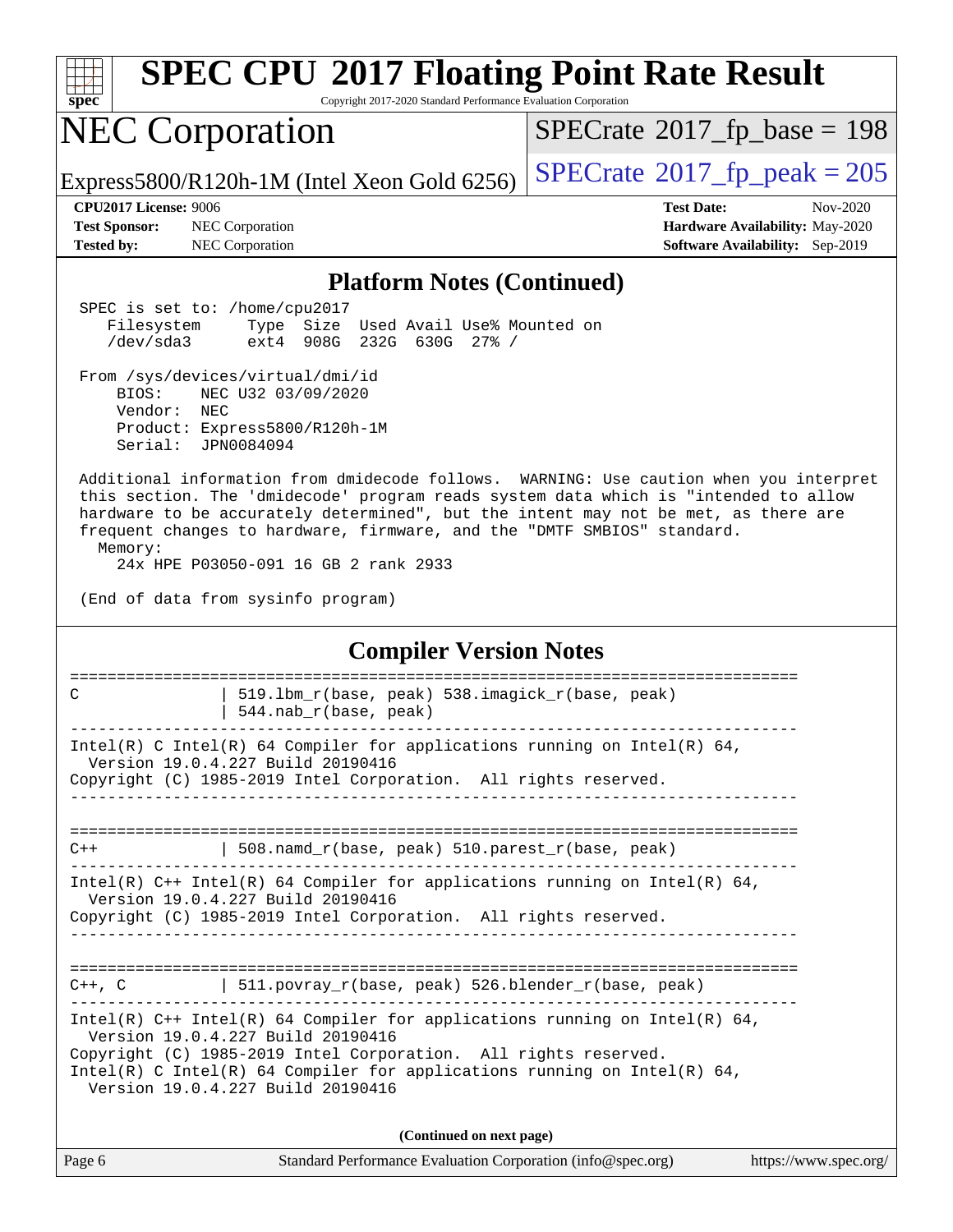## Platform Notes (Continued)

```
SPEC is set to: /home/cpu2017
   Filesystem     Type  Size  Used Avail Use% Mounted on
   /dev/sda3      ext4  908G  232G  630G  27% /

From /sys/devices/virtual/dmi/id
    BIOS:    NEC U32 03/09/2020
    Vendor:  NEC
    Product: Express5800/R120h-1M
    Serial:  JPN0084094

Additional information from dmidecode follows.  WARNING: Use caution when you interpret
this section. The 'dmidecode' program reads system data which is "intended to allow
hardware to be accurately determined", but the intent may not be met, as there are
frequent changes to hardware, firmware, and the "DMTF SMBIOS" standard.
  Memory:
    24x HPE P03050-091 16 GB 2 rank 2933

(End of data from sysinfo program)
```

## Compiler Version Notes

```
==============================================================================
C               | 519.lbm_r(base, peak) 538.imagick_r(base, peak)
                | 544.nab_r(base, peak)
------------------------------------------------------------------------------
Intel(R) C Intel(R) 64 Compiler for applications running on Intel(R) 64,
  Version 19.0.4.227 Build 20190416
Copyright (C) 1985-2019 Intel Corporation.  All rights reserved.
------------------------------------------------------------------------------

==============================================================================
C++             | 508.namd_r(base, peak) 510.parest_r(base, peak)
------------------------------------------------------------------------------
Intel(R) C++ Intel(R) 64 Compiler for applications running on Intel(R) 64,
  Version 19.0.4.227 Build 20190416
Copyright (C) 1985-2019 Intel Corporation.  All rights reserved.
------------------------------------------------------------------------------

==============================================================================
C++, C          | 511.povray_r(base, peak) 526.blender_r(base, peak)
------------------------------------------------------------------------------
Intel(R) C++ Intel(R) 64 Compiler for applications running on Intel(R) 64,
  Version 19.0.4.227 Build 20190416
Copyright (C) 1985-2019 Intel Corporation.  All rights reserved.
Intel(R) C Intel(R) 64 Compiler for applications running on Intel(R) 64,
  Version 19.0.4.227 Build 20190416
```

(Continued on next page)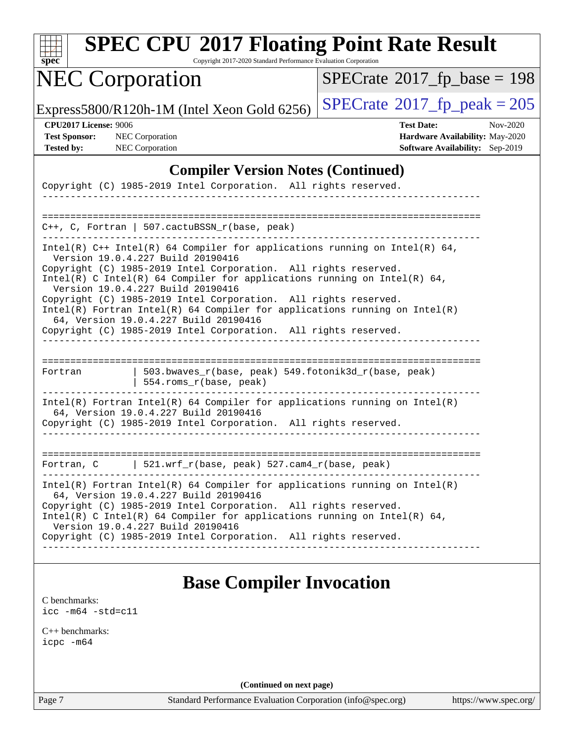## Compiler Version Notes (Continued)

```
Copyright (C) 1985-2019 Intel Corporation.  All rights reserved.
------------------------------------------------------------------------------

==============================================================================
C++, C, Fortran | 507.cactuBSSN_r(base, peak)
------------------------------------------------------------------------------
Intel(R) C++ Intel(R) 64 Compiler for applications running on Intel(R) 64,
  Version 19.0.4.227 Build 20190416
Copyright (C) 1985-2019 Intel Corporation.  All rights reserved.
Intel(R) C Intel(R) 64 Compiler for applications running on Intel(R) 64,
  Version 19.0.4.227 Build 20190416
Copyright (C) 1985-2019 Intel Corporation.  All rights reserved.
Intel(R) Fortran Intel(R) 64 Compiler for applications running on Intel(R)
  64, Version 19.0.4.227 Build 20190416
Copyright (C) 1985-2019 Intel Corporation.  All rights reserved.
------------------------------------------------------------------------------

==============================================================================
Fortran         | 503.bwaves_r(base, peak) 549.fotonik3d_r(base, peak)
                | 554.roms_r(base, peak)
------------------------------------------------------------------------------
Intel(R) Fortran Intel(R) 64 Compiler for applications running on Intel(R)
  64, Version 19.0.4.227 Build 20190416
Copyright (C) 1985-2019 Intel Corporation.  All rights reserved.
------------------------------------------------------------------------------

==============================================================================
Fortran, C      | 521.wrf_r(base, peak) 527.cam4_r(base, peak)
------------------------------------------------------------------------------
Intel(R) Fortran Intel(R) 64 Compiler for applications running on Intel(R)
  64, Version 19.0.4.227 Build 20190416
Copyright (C) 1985-2019 Intel Corporation.  All rights reserved.
Intel(R) C Intel(R) 64 Compiler for applications running on Intel(R) 64,
  Version 19.0.4.227 Build 20190416
Copyright (C) 1985-2019 Intel Corporation.  All rights reserved.
------------------------------------------------------------------------------
```

## Base Compiler Invocation

C benchmarks:
`icc -m64 -std=c11`

C++ benchmarks:
`icpc -m64`

(Continued on next page)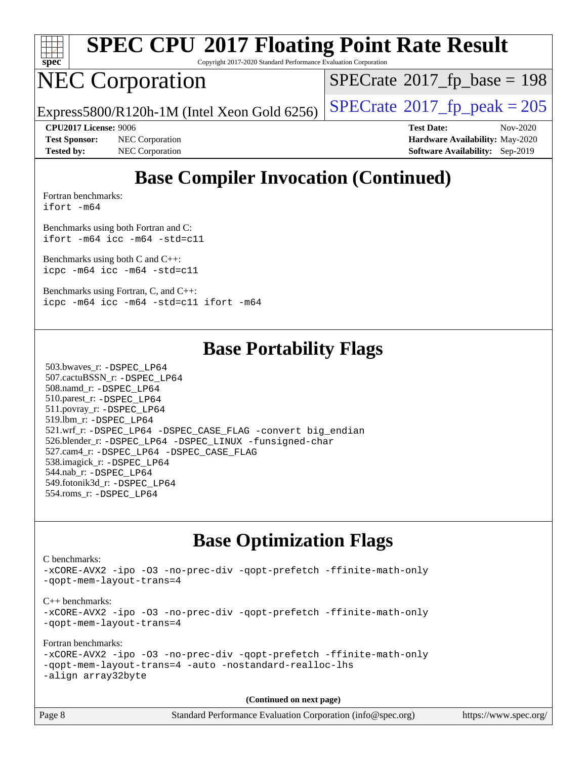## Base Compiler Invocation (Continued)

Fortran benchmarks:
`ifort -m64`

Benchmarks using both Fortran and C:
`ifort -m64 icc -m64 -std=c11`

Benchmarks using both C and C++:
`icpc -m64 icc -m64 -std=c11`

Benchmarks using Fortran, C, and C++:
`icpc -m64 icc -m64 -std=c11 ifort -m64`

## Base Portability Flags

503.bwaves_r: `-DSPEC_LP64`
507.cactuBSSN_r: `-DSPEC_LP64`
508.namd_r: `-DSPEC_LP64`
510.parest_r: `-DSPEC_LP64`
511.povray_r: `-DSPEC_LP64`
519.lbm_r: `-DSPEC_LP64`
521.wrf_r: `-DSPEC_LP64 -DSPEC_CASE_FLAG -convert big_endian`
526.blender_r: `-DSPEC_LP64 -DSPEC_LINUX -funsigned-char`
527.cam4_r: `-DSPEC_LP64 -DSPEC_CASE_FLAG`
538.imagick_r: `-DSPEC_LP64`
544.nab_r: `-DSPEC_LP64`
549.fotonik3d_r: `-DSPEC_LP64`
554.roms_r: `-DSPEC_LP64`

## Base Optimization Flags

C benchmarks:
`-xCORE-AVX2 -ipo -O3 -no-prec-div -qopt-prefetch -ffinite-math-only -qopt-mem-layout-trans=4`

C++ benchmarks:
`-xCORE-AVX2 -ipo -O3 -no-prec-div -qopt-prefetch -ffinite-math-only -qopt-mem-layout-trans=4`

Fortran benchmarks:
`-xCORE-AVX2 -ipo -O3 -no-prec-div -qopt-prefetch -ffinite-math-only -qopt-mem-layout-trans=4 -auto -nostandard-realloc-lhs -align array32byte`

**(Continued on next page)**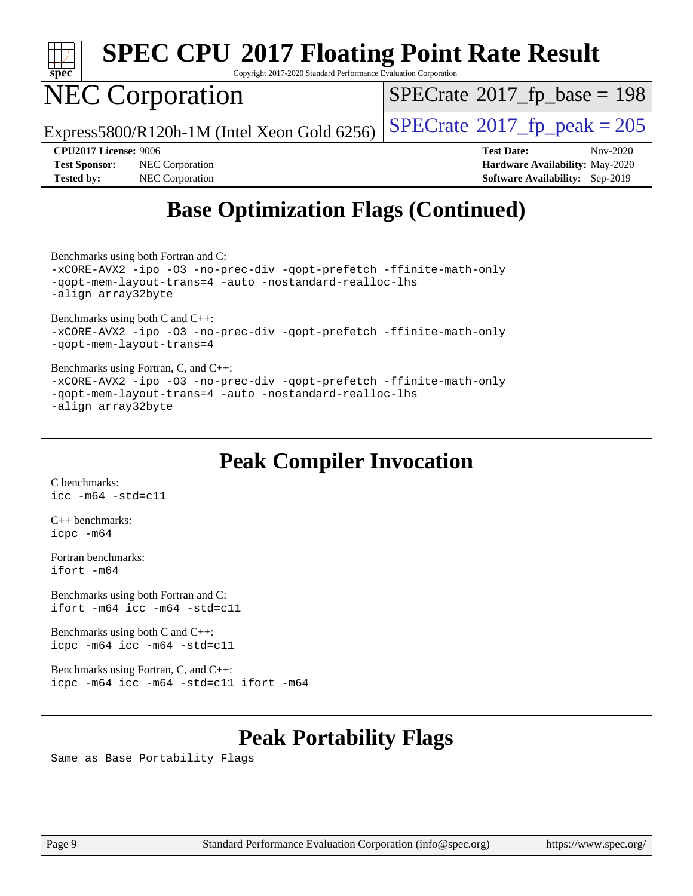## Base Optimization Flags (Continued)

Benchmarks using both Fortran and C:
```
-xCORE-AVX2 -ipo -O3 -no-prec-div -qopt-prefetch -ffinite-math-only
-qopt-mem-layout-trans=4 -auto -nostandard-realloc-lhs
-align array32byte
```

Benchmarks using both C and C++:
```
-xCORE-AVX2 -ipo -O3 -no-prec-div -qopt-prefetch -ffinite-math-only
-qopt-mem-layout-trans=4
```

Benchmarks using Fortran, C, and C++:
```
-xCORE-AVX2 -ipo -O3 -no-prec-div -qopt-prefetch -ffinite-math-only
-qopt-mem-layout-trans=4 -auto -nostandard-realloc-lhs
-align array32byte
```

## Peak Compiler Invocation

C benchmarks:
```
icc -m64 -std=c11
```

C++ benchmarks:
```
icpc -m64
```

Fortran benchmarks:
```
ifort -m64
```

Benchmarks using both Fortran and C:
```
ifort -m64 icc -m64 -std=c11
```

Benchmarks using both C and C++:
```
icpc -m64 icc -m64 -std=c11
```

Benchmarks using Fortran, C, and C++:
```
icpc -m64 icc -m64 -std=c11 ifort -m64
```

## Peak Portability Flags

Same as Base Portability Flags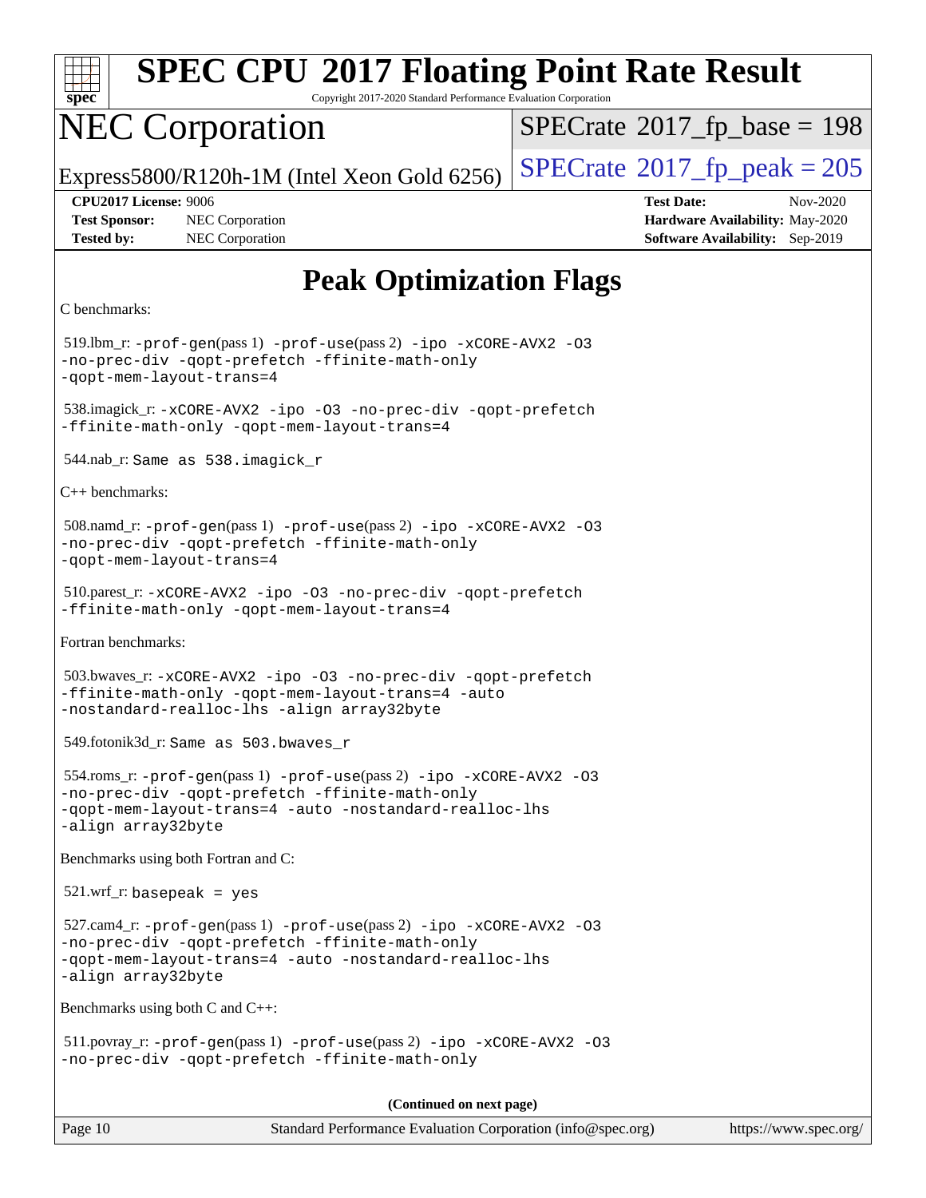# Peak Optimization Flags

C benchmarks:

519.lbm_r: -prof-gen(pass 1) -prof-use(pass 2) -ipo -xCORE-AVX2 -O3 -no-prec-div -qopt-prefetch -ffinite-math-only -qopt-mem-layout-trans=4

538.imagick_r: -xCORE-AVX2 -ipo -O3 -no-prec-div -qopt-prefetch -ffinite-math-only -qopt-mem-layout-trans=4

544.nab_r: Same as 538.imagick_r

C++ benchmarks:

508.namd_r: -prof-gen(pass 1) -prof-use(pass 2) -ipo -xCORE-AVX2 -O3 -no-prec-div -qopt-prefetch -ffinite-math-only -qopt-mem-layout-trans=4

510.parest_r: -xCORE-AVX2 -ipo -O3 -no-prec-div -qopt-prefetch -ffinite-math-only -qopt-mem-layout-trans=4

Fortran benchmarks:

503.bwaves_r: -xCORE-AVX2 -ipo -O3 -no-prec-div -qopt-prefetch -ffinite-math-only -qopt-mem-layout-trans=4 -auto -nostandard-realloc-lhs -align array32byte

549.fotonik3d_r: Same as 503.bwaves_r

554.roms_r: -prof-gen(pass 1) -prof-use(pass 2) -ipo -xCORE-AVX2 -O3 -no-prec-div -qopt-prefetch -ffinite-math-only -qopt-mem-layout-trans=4 -auto -nostandard-realloc-lhs -align array32byte

Benchmarks using both Fortran and C:

521.wrf_r: basepeak = yes

527.cam4_r: -prof-gen(pass 1) -prof-use(pass 2) -ipo -xCORE-AVX2 -O3 -no-prec-div -qopt-prefetch -ffinite-math-only -qopt-mem-layout-trans=4 -auto -nostandard-realloc-lhs -align array32byte

Benchmarks using both C and C++:

511.povray_r: -prof-gen(pass 1) -prof-use(pass 2) -ipo -xCORE-AVX2 -O3 -no-prec-div -qopt-prefetch -ffinite-math-only

(Continued on next page)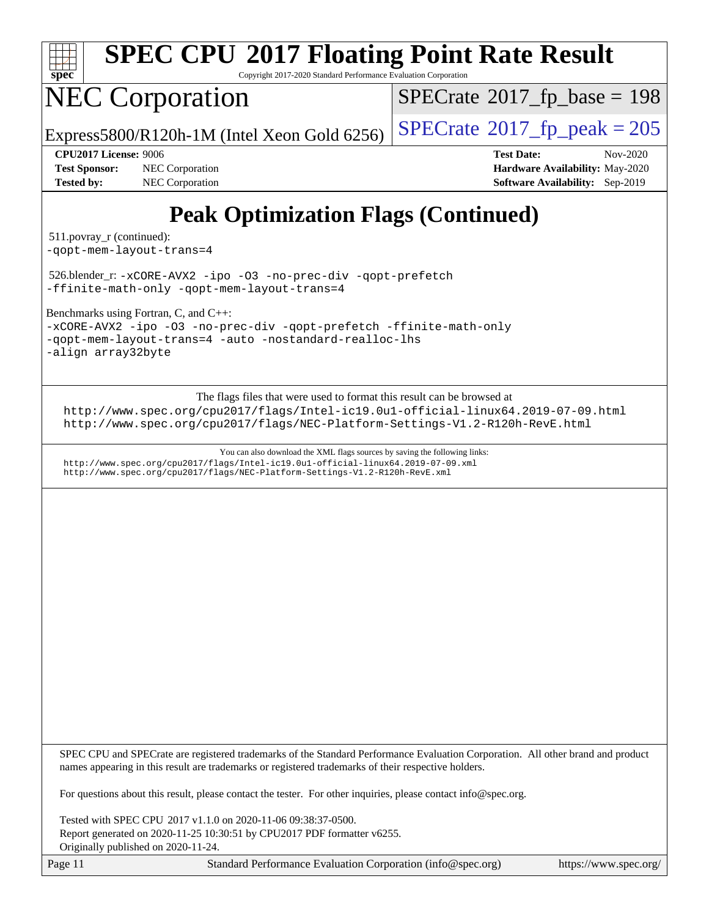# SPEC CPU 2017 Floating Point Rate Result

Copyright 2017-2020 Standard Performance Evaluation Corporation

# NEC Corporation

Express5800/R120h-1M (Intel Xeon Gold 6256)

SPECrate 2017_fp_base = 198

SPECrate 2017_fp_peak = 205

**CPU2017 License:** 9006
**Test Sponsor:** NEC Corporation
**Tested by:** NEC Corporation

**Test Date:** Nov-2020
**Hardware Availability:** May-2020
**Software Availability:** Sep-2019

## Peak Optimization Flags (Continued)

511.povray_r (continued):
-qopt-mem-layout-trans=4

526.blender_r: -xCORE-AVX2 -ipo -O3 -no-prec-div -qopt-prefetch -ffinite-math-only -qopt-mem-layout-trans=4

Benchmarks using Fortran, C, and C++:
-xCORE-AVX2 -ipo -O3 -no-prec-div -qopt-prefetch -ffinite-math-only -qopt-mem-layout-trans=4 -auto -nostandard-realloc-lhs -align array32byte

The flags files that were used to format this result can be browsed at
http://www.spec.org/cpu2017/flags/Intel-ic19.0u1-official-linux64.2019-07-09.html
http://www.spec.org/cpu2017/flags/NEC-Platform-Settings-V1.2-R120h-RevE.html

You can also download the XML flags sources by saving the following links:
http://www.spec.org/cpu2017/flags/Intel-ic19.0u1-official-linux64.2019-07-09.xml
http://www.spec.org/cpu2017/flags/NEC-Platform-Settings-V1.2-R120h-RevE.xml

SPEC CPU and SPECrate are registered trademarks of the Standard Performance Evaluation Corporation. All other brand and product names appearing in this result are trademarks or registered trademarks of their respective holders.

For questions about this result, please contact the tester. For other inquiries, please contact info@spec.org.

Tested with SPEC CPU 2017 v1.1.0 on 2020-11-06 09:38:37-0500.
Report generated on 2020-11-25 10:30:51 by CPU2017 PDF formatter v6255.
Originally published on 2020-11-24.